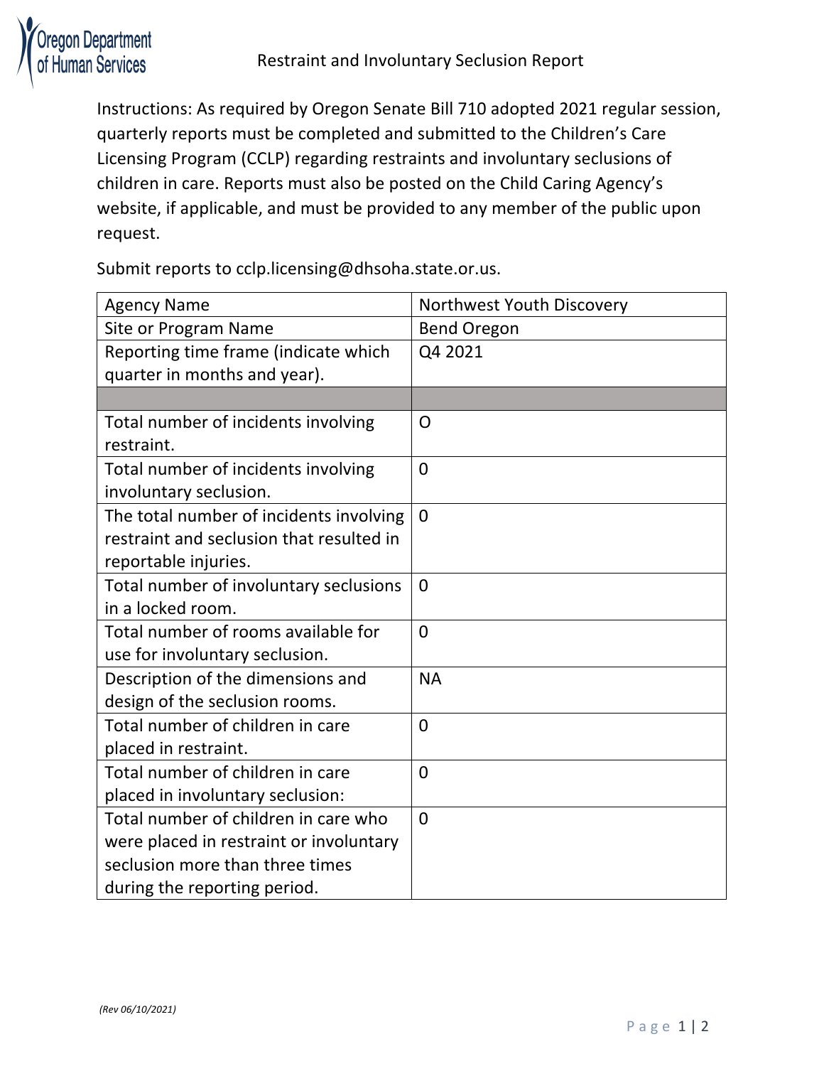Oregon Department of Human Services

# Restraint and Involuntary Seclusion Report

Instructions: As required by Oregon Senate Bill 710 adopted 2021 regular session, quarterly reports must be completed and submitted to the Children's Care Licensing Program (CCLP) regarding restraints and involuntary seclusions of children in care. Reports must also be posted on the Child Caring Agency's website, if applicable, and must be provided to any member of the public upon request.

Submit reports to cclp.licensing@dhsoha.state.or.us.

| Agency Name | Northwest Youth Discovery |
|---|---|
| Site or Program Name | Bend Oregon |
| Reporting time frame (indicate which quarter in months and year). | Q4 2021 |
| | |
| Total number of incidents involving restraint. | O |
| Total number of incidents involving involuntary seclusion. | 0 |
| The total number of incidents involving restraint and seclusion that resulted in reportable injuries. | 0 |
| Total number of involuntary seclusions in a locked room. | 0 |
| Total number of rooms available for use for involuntary seclusion. | 0 |
| Description of the dimensions and design of the seclusion rooms. | NA |
| Total number of children in care placed in restraint. | 0 |
| Total number of children in care placed in involuntary seclusion: | 0 |
| Total number of children in care who were placed in restraint or involuntary seclusion more than three times during the reporting period. | 0 |

*(Rev 06/10/2021)*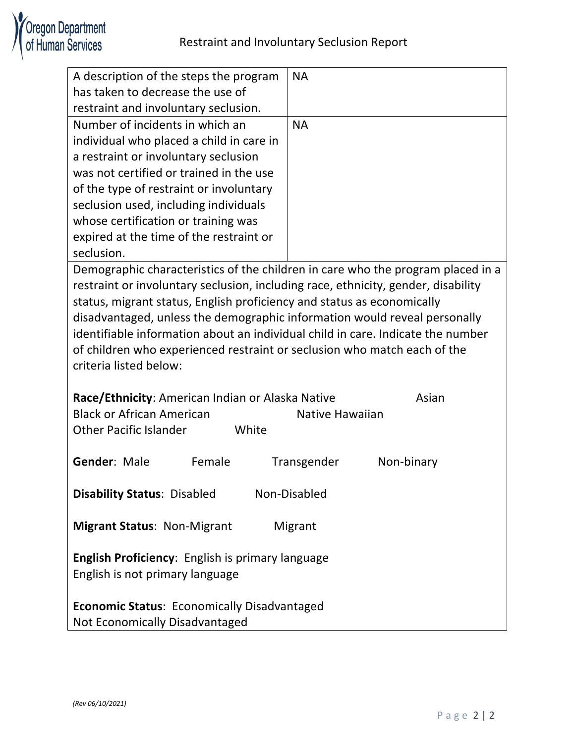| | |
|---|---|
| A description of the steps the program has taken to decrease the use of restraint and involuntary seclusion. | NA |
| Number of incidents in which an individual who placed a child in care in a restraint or involuntary seclusion was not certified or trained in the use of the type of restraint or involuntary seclusion used, including individuals whose certification or training was expired at the time of the restraint or seclusion. | NA |

Demographic characteristics of the children in care who the program placed in a restraint or involuntary seclusion, including race, ethnicity, gender, disability status, migrant status, English proficiency and status as economically disadvantaged, unless the demographic information would reveal personally identifiable information about an individual child in care. Indicate the number of children who experienced restraint or seclusion who match each of the criteria listed below:

**Race/Ethnicity**: American Indian or Alaska Native Asian
Black or African American Native Hawaiian
Other Pacific Islander White

**Gender**: Male Female Transgender Non-binary

**Disability Status**: Disabled Non-Disabled

**Migrant Status**: Non-Migrant Migrant

**English Proficiency**: English is primary language
English is not primary language

**Economic Status**: Economically Disadvantaged
Not Economically Disadvantaged

*(Rev 06/10/2021)*